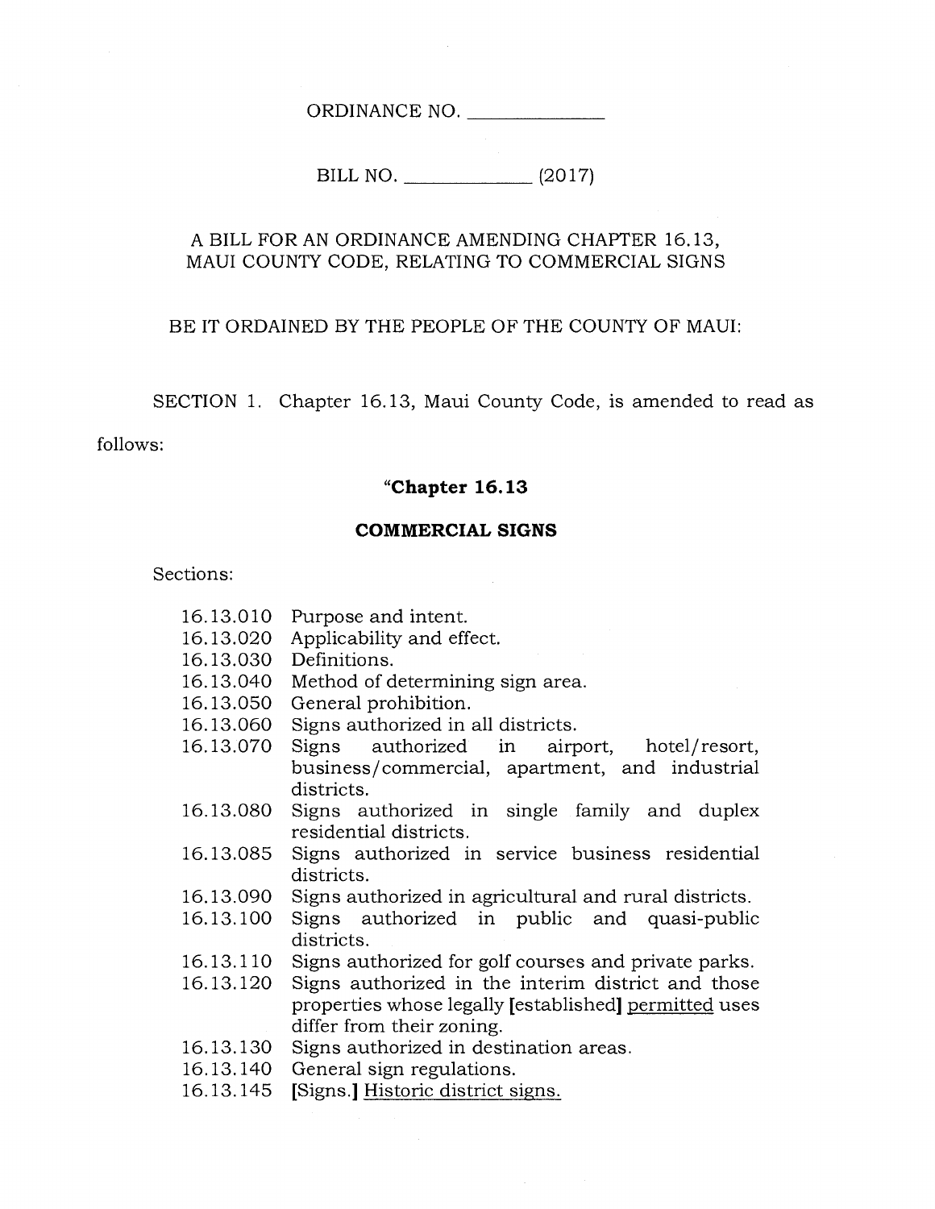ORDINANCE NO. _____________

BILL NO. _____________ (2017)

A BILL FOR AN ORDINANCE AMENDING CHAPTER 16.13, MAUI COUNTY CODE, RELATING TO COMMERCIAL SIGNS

BE IT ORDAINED BY THE PEOPLE OF THE COUNTY OF MAUI:

SECTION 1. Chapter 16.13, Maui County Code, is amended to read as follows:

**"Chapter 16.13**

**COMMERCIAL SIGNS**

Sections:

16.13.010 Purpose and intent.
16.13.020 Applicability and effect.
16.13.030 Definitions.
16.13.040 Method of determining sign area.
16.13.050 General prohibition.
16.13.060 Signs authorized in all districts.
16.13.070 Signs authorized in airport, hotel/resort, business/commercial, apartment, and industrial districts.
16.13.080 Signs authorized in single family and duplex residential districts.
16.13.085 Signs authorized in service business residential districts.
16.13.090 Signs authorized in agricultural and rural districts.
16.13.100 Signs authorized in public and quasi-public districts.
16.13.110 Signs authorized for golf courses and private parks.
16.13.120 Signs authorized in the interim district and those properties whose legally [established] <u>permitted</u> uses differ from their zoning.
16.13.130 Signs authorized in destination areas.
16.13.140 General sign regulations.
16.13.145 [Signs.] <u>Historic district signs.</u>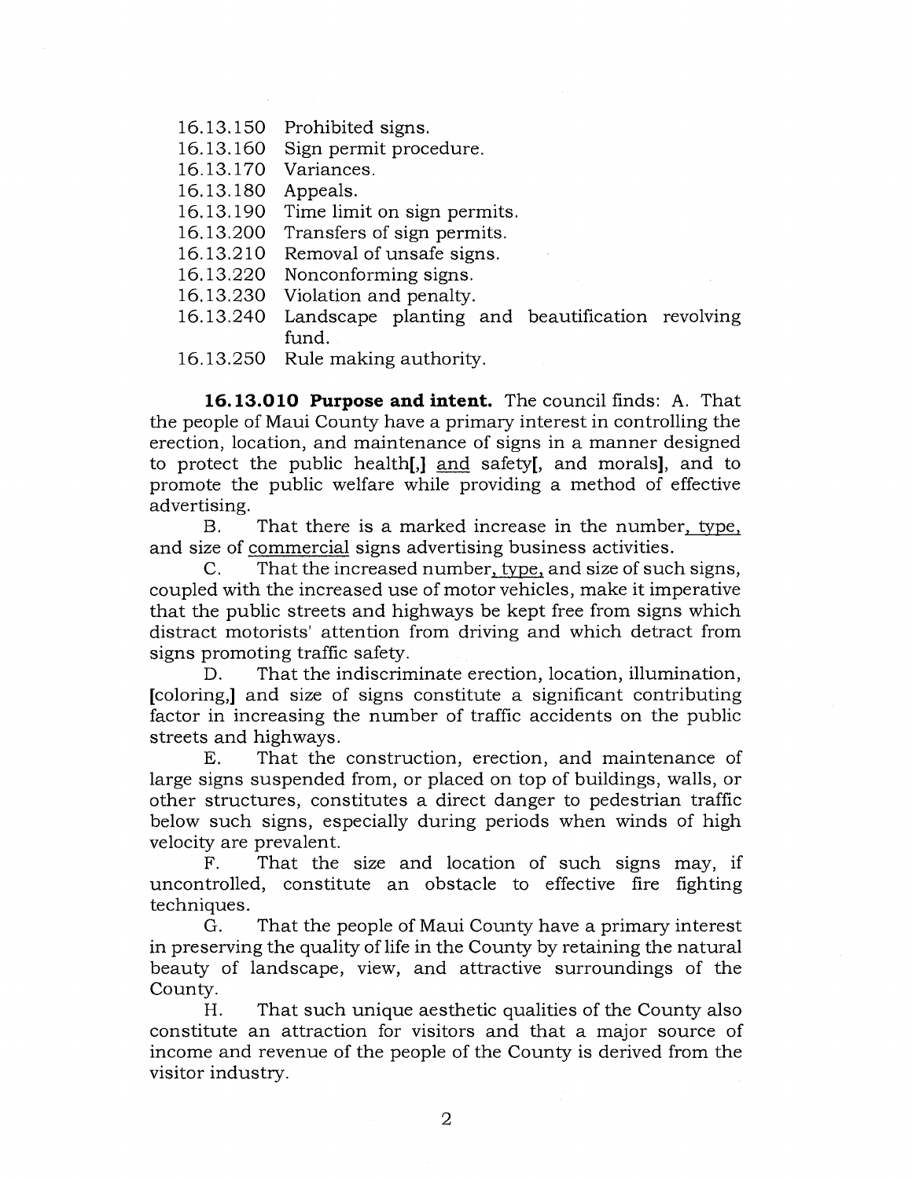16.13.150 Prohibited signs.
16.13.160 Sign permit procedure.
16.13.170 Variances.
16.13.180 Appeals.
16.13.190 Time limit on sign permits.
16.13.200 Transfers of sign permits.
16.13.210 Removal of unsafe signs.
16.13.220 Nonconforming signs.
16.13.230 Violation and penalty.
16.13.240 Landscape planting and beautification revolving fund.
16.13.250 Rule making authority.

**16.13.010 Purpose and intent.** The council finds: A. That the people of Maui County have a primary interest in controlling the erection, location, and maintenance of signs in a manner designed to protect the public health[,] <u>and</u> safety[, and morals], and to promote the public welfare while providing a method of effective advertising.

B. That there is a marked increase in the number<u>, type,</u> and size of <u>commercial</u> signs advertising business activities.

C. That the increased number<u>, type,</u> and size of such signs, coupled with the increased use of motor vehicles, make it imperative that the public streets and highways be kept free from signs which distract motorists' attention from driving and which detract from signs promoting traffic safety.

D. That the indiscriminate erection, location, illumination, [coloring,] and size of signs constitute a significant contributing factor in increasing the number of traffic accidents on the public streets and highways.

E. That the construction, erection, and maintenance of large signs suspended from, or placed on top of buildings, walls, or other structures, constitutes a direct danger to pedestrian traffic below such signs, especially during periods when winds of high velocity are prevalent.

F. That the size and location of such signs may, if uncontrolled, constitute an obstacle to effective fire fighting techniques.

G. That the people of Maui County have a primary interest in preserving the quality of life in the County by retaining the natural beauty of landscape, view, and attractive surroundings of the County.

H. That such unique aesthetic qualities of the County also constitute an attraction for visitors and that a major source of income and revenue of the people of the County is derived from the visitor industry.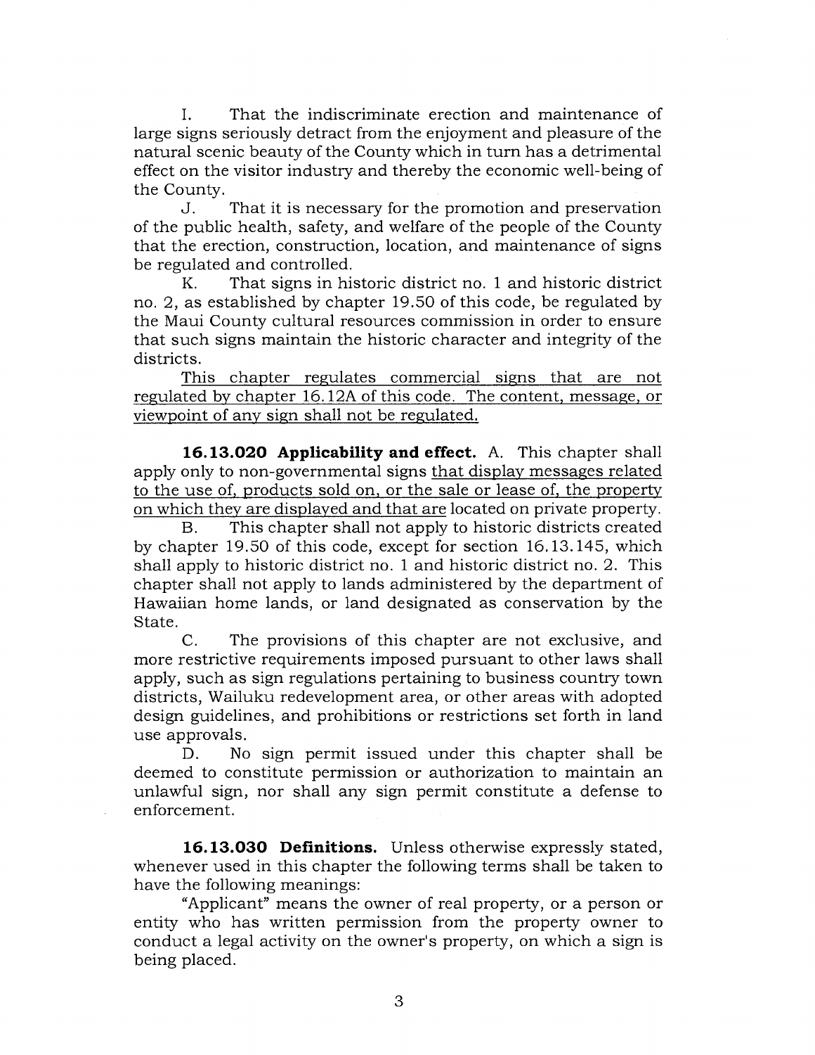I. That the indiscriminate erection and maintenance of large signs seriously detract from the enjoyment and pleasure of the natural scenic beauty of the County which in turn has a detrimental effect on the visitor industry and thereby the economic well-being of the County.

J. That it is necessary for the promotion and preservation of the public health, safety, and welfare of the people of the County that the erection, construction, location, and maintenance of signs be regulated and controlled.

K. That signs in historic district no. 1 and historic district no. 2, as established by chapter 19.50 of this code, be regulated by the Maui County cultural resources commission in order to ensure that such signs maintain the historic character and integrity of the districts.

<u>This chapter regulates commercial signs that are not regulated by chapter 16.12A of this code. The content, message, or viewpoint of any sign shall not be regulated.</u>

**16.13.020 Applicability and effect.** A. This chapter shall apply only to non-governmental signs <u>that display messages related to the use of, products sold on, or the sale or lease of, the property on which they are displayed and that are</u> located on private property.

B. This chapter shall not apply to historic districts created by chapter 19.50 of this code, except for section 16.13.145, which shall apply to historic district no. 1 and historic district no. 2. This chapter shall not apply to lands administered by the department of Hawaiian home lands, or land designated as conservation by the State.

C. The provisions of this chapter are not exclusive, and more restrictive requirements imposed pursuant to other laws shall apply, such as sign regulations pertaining to business country town districts, Wailuku redevelopment area, or other areas with adopted design guidelines, and prohibitions or restrictions set forth in land use approvals.

D. No sign permit issued under this chapter shall be deemed to constitute permission or authorization to maintain an unlawful sign, nor shall any sign permit constitute a defense to enforcement.

**16.13.030 Definitions.** Unless otherwise expressly stated, whenever used in this chapter the following terms shall be taken to have the following meanings:

"Applicant" means the owner of real property, or a person or entity who has written permission from the property owner to conduct a legal activity on the owner's property, on which a sign is being placed.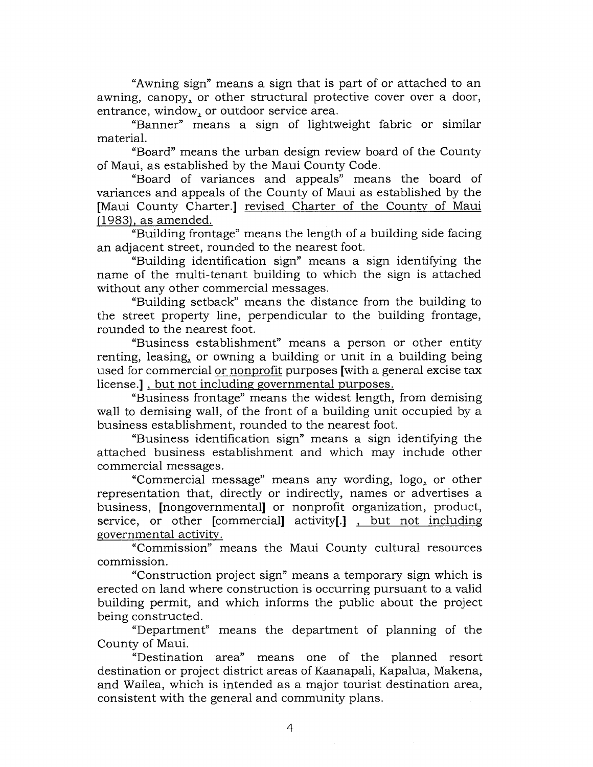"Awning sign" means a sign that is part of or attached to an awning, canopy, or other structural protective cover over a door, entrance, window, or outdoor service area.

"Banner" means a sign of lightweight fabric or similar material.

"Board" means the urban design review board of the County of Maui, as established by the Maui County Code.

"Board of variances and appeals" means the board of variances and appeals of the County of Maui as established by the [Maui County Charter.] <u>revised Charter of the County of Maui (1983), as amended.</u>

"Building frontage" means the length of a building side facing an adjacent street, rounded to the nearest foot.

"Building identification sign" means a sign identifying the name of the multi-tenant building to which the sign is attached without any other commercial messages.

"Building setback" means the distance from the building to the street property line, perpendicular to the building frontage, rounded to the nearest foot.

"Business establishment" means a person or other entity renting, leasing, or owning a building or unit in a building being used for commercial <u>or nonprofit</u> purposes [with a general excise tax license.] <u>, but not including governmental purposes.</u>

"Business frontage" means the widest length, from demising wall to demising wall, of the front of a building unit occupied by a business establishment, rounded to the nearest foot.

"Business identification sign" means a sign identifying the attached business establishment and which may include other commercial messages.

"Commercial message" means any wording, logo, or other representation that, directly or indirectly, names or advertises a business, [nongovernmental] or nonprofit organization, product, service, or other [commercial] activity[.] <u>, but not including governmental activity.</u>

"Commission" means the Maui County cultural resources commission.

"Construction project sign" means a temporary sign which is erected on land where construction is occurring pursuant to a valid building permit, and which informs the public about the project being constructed.

"Department" means the department of planning of the County of Maui.

"Destination area" means one of the planned resort destination or project district areas of Kaanapali, Kapalua, Makena, and Wailea, which is intended as a major tourist destination area, consistent with the general and community plans.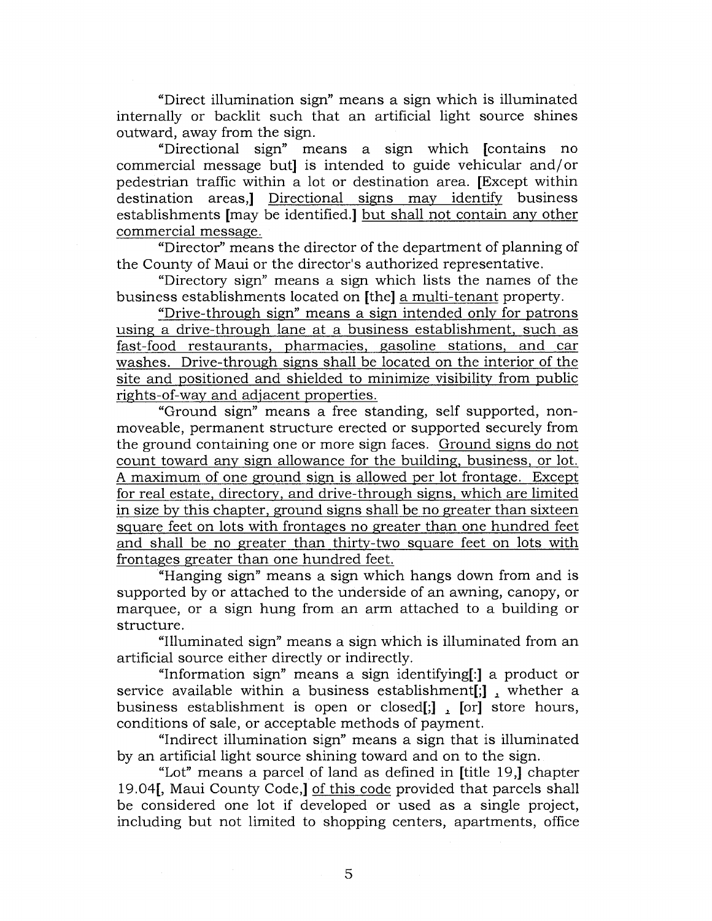"Direct illumination sign" means a sign which is illuminated internally or backlit such that an artificial light source shines outward, away from the sign.

"Directional sign" means a sign which [contains no commercial message but] is intended to guide vehicular and/or pedestrian traffic within a lot or destination area. [Except within destination areas,] <u>Directional signs may identify</u> business establishments [may be identified.] <u>but shall not contain any other commercial message.</u>

"Director" means the director of the department of planning of the County of Maui or the director's authorized representative.

"Directory sign" means a sign which lists the names of the business establishments located on [the] <u>a multi-tenant</u> property.

<u>"Drive-through sign" means a sign intended only for patrons using a drive-through lane at a business establishment, such as fast-food restaurants, pharmacies, gasoline stations, and car washes. Drive-through signs shall be located on the interior of the site and positioned and shielded to minimize visibility from public rights-of-way and adjacent properties.</u>

"Ground sign" means a free standing, self supported, non-moveable, permanent structure erected or supported securely from the ground containing one or more sign faces. <u>Ground signs do not count toward any sign allowance for the building, business, or lot. A maximum of one ground sign is allowed per lot frontage. Except for real estate, directory, and drive-through signs, which are limited in size by this chapter, ground signs shall be no greater than sixteen square feet on lots with frontages no greater than one hundred feet and shall be no greater than thirty-two square feet on lots with frontages greater than one hundred feet.</u>

"Hanging sign" means a sign which hangs down from and is supported by or attached to the underside of an awning, canopy, or marquee, or a sign hung from an arm attached to a building or structure.

"Illuminated sign" means a sign which is illuminated from an artificial source either directly or indirectly.

"Information sign" means a sign identifying[:] a product or service available within a business establishment[;] <u>,</u> whether a business establishment is open or closed[;] <u>,</u> [or] store hours, conditions of sale, or acceptable methods of payment.

"Indirect illumination sign" means a sign that is illuminated by an artificial light source shining toward and on to the sign.

"Lot" means a parcel of land as defined in [title 19,] chapter 19.04[, Maui County Code,] <u>of this code</u> provided that parcels shall be considered one lot if developed or used as a single project, including but not limited to shopping centers, apartments, office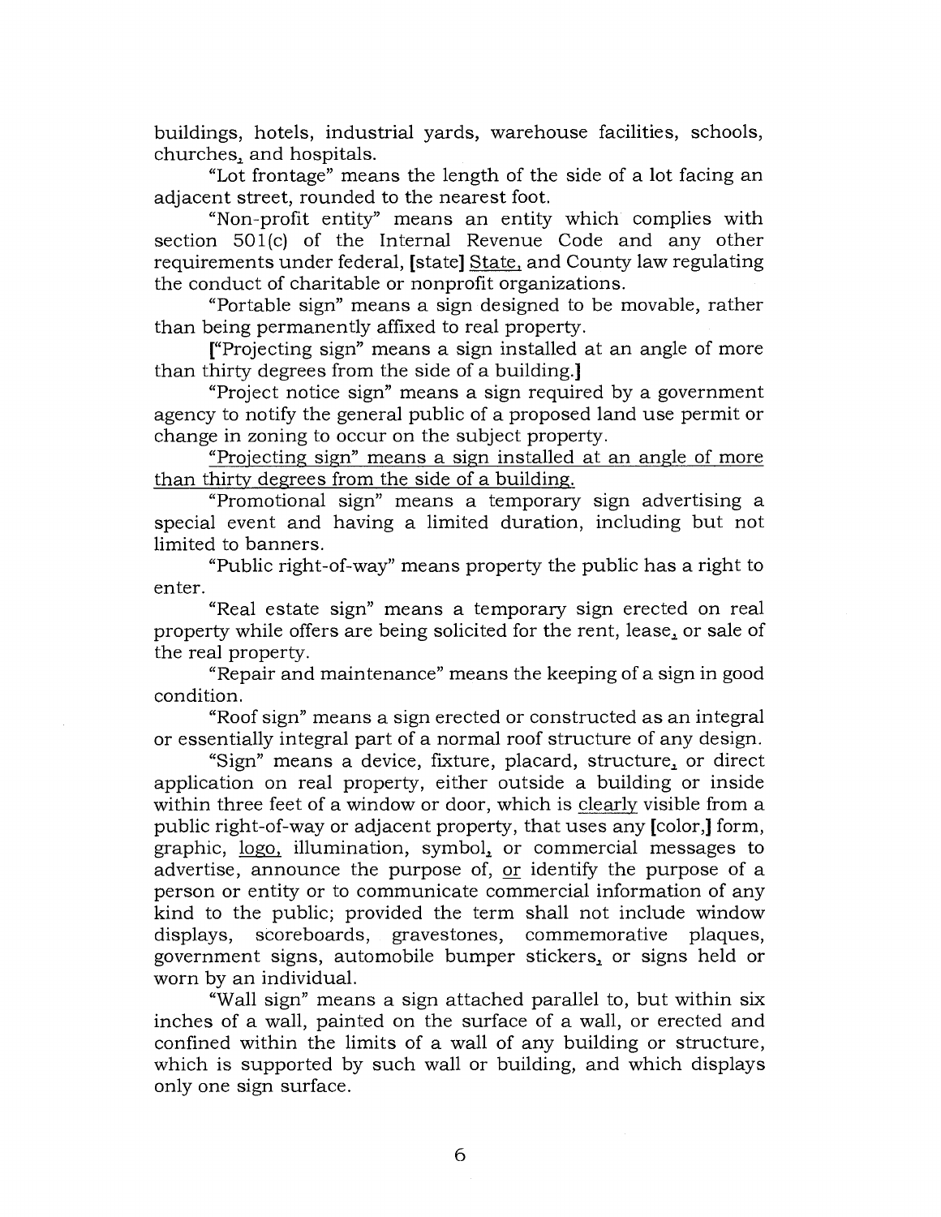buildings, hotels, industrial yards, warehouse facilities, schools, churches, and hospitals.

"Lot frontage" means the length of the side of a lot facing an adjacent street, rounded to the nearest foot.

"Non-profit entity" means an entity which complies with section 501(c) of the Internal Revenue Code and any other requirements under federal, [state] <u>State,</u> and County law regulating the conduct of charitable or nonprofit organizations.

"Portable sign" means a sign designed to be movable, rather than being permanently affixed to real property.

["Projecting sign" means a sign installed at an angle of more than thirty degrees from the side of a building.]

"Project notice sign" means a sign required by a government agency to notify the general public of a proposed land use permit or change in zoning to occur on the subject property.

<u>"Projecting sign" means a sign installed at an angle of more than thirty degrees from the side of a building.</u>

"Promotional sign" means a temporary sign advertising a special event and having a limited duration, including but not limited to banners.

"Public right-of-way" means property the public has a right to enter.

"Real estate sign" means a temporary sign erected on real property while offers are being solicited for the rent, lease, or sale of the real property.

"Repair and maintenance" means the keeping of a sign in good condition.

"Roof sign" means a sign erected or constructed as an integral or essentially integral part of a normal roof structure of any design.

"Sign" means a device, fixture, placard, structure, or direct application on real property, either outside a building or inside within three feet of a window or door, which is <u>clearly</u> visible from a public right-of-way or adjacent property, that uses any [color,] form, graphic, <u>logo,</u> illumination, symbol, or commercial messages to advertise, announce the purpose of, <u>or</u> identify the purpose of a person or entity or to communicate commercial information of any kind to the public; provided the term shall not include window displays, scoreboards, gravestones, commemorative plaques, government signs, automobile bumper stickers, or signs held or worn by an individual.

"Wall sign" means a sign attached parallel to, but within six inches of a wall, painted on the surface of a wall, or erected and confined within the limits of a wall of any building or structure, which is supported by such wall or building, and which displays only one sign surface.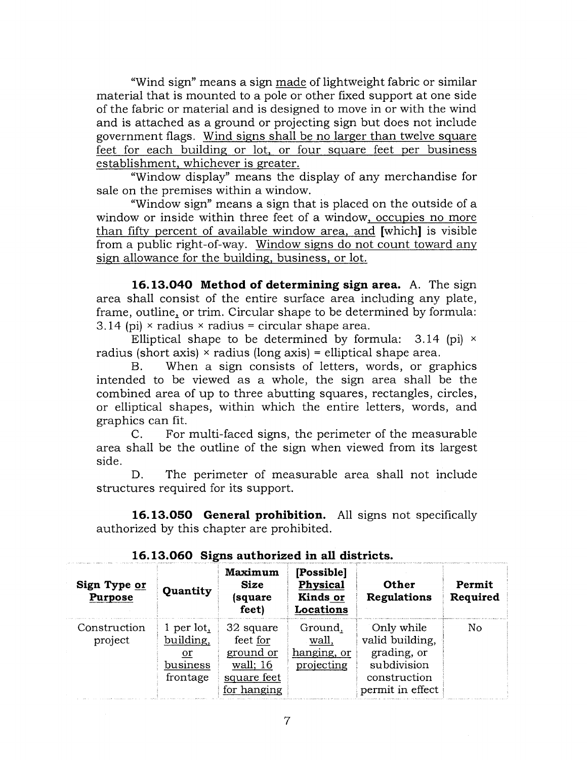"Wind sign" means a sign made of lightweight fabric or similar material that is mounted to a pole or other fixed support at one side of the fabric or material and is designed to move in or with the wind and is attached as a ground or projecting sign but does not include government flags. Wind signs shall be no larger than twelve square feet for each building or lot, or four square feet per business establishment, whichever is greater.

"Window display" means the display of any merchandise for sale on the premises within a window.

"Window sign" means a sign that is placed on the outside of a window or inside within three feet of a window, occupies no more than fifty percent of available window area, and [which] is visible from a public right-of-way. Window signs do not count toward any sign allowance for the building, business, or lot.

**16.13.040 Method of determining sign area.** A. The sign area shall consist of the entire surface area including any plate, frame, outline, or trim. Circular shape to be determined by formula: 3.14 (pi) × radius × radius = circular shape area.

Elliptical shape to be determined by formula: 3.14 (pi) × radius (short axis) × radius (long axis) = elliptical shape area.

B. When a sign consists of letters, words, or graphics intended to be viewed as a whole, the sign area shall be the combined area of up to three abutting squares, rectangles, circles, or elliptical shapes, within which the entire letters, words, and graphics can fit.

C. For multi-faced signs, the perimeter of the measurable area shall be the outline of the sign when viewed from its largest side.

D. The perimeter of measurable area shall not include structures required for its support.

**16.13.050 General prohibition.** All signs not specifically authorized by this chapter are prohibited.

**16.13.060 Signs authorized in all districts.**

| Sign Type or Purpose | Quantity | Maximum Size (square feet) | [Possible] Physical Kinds or Locations | Other Regulations | Permit Required |
|---|---|---|---|---|---|
| Construction project | 1 per lot, building, or business frontage | 32 square feet for ground or wall; 16 square feet for hanging | Ground, wall, hanging, or projecting | Only while valid building, grading, or subdivision construction permit in effect | No |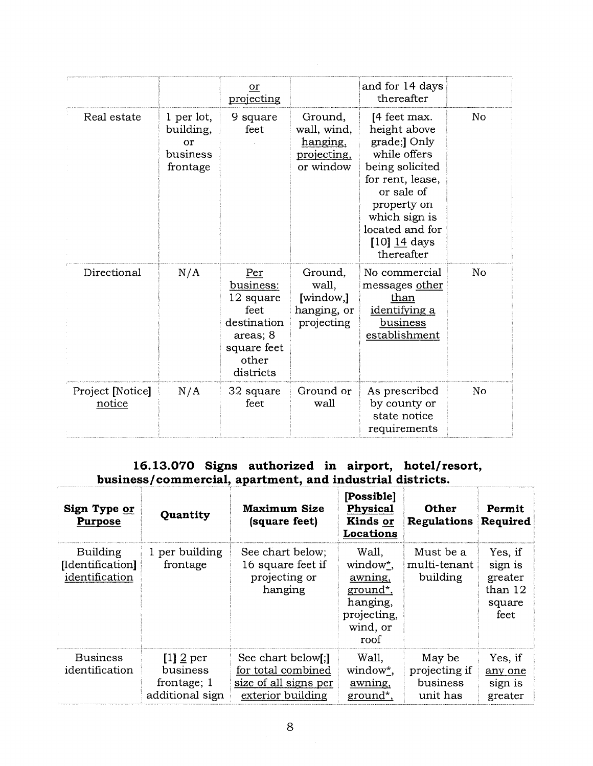|  |  | or projecting |  | and for 14 days thereafter |  |
|---|---|---|---|---|---|
| Real estate | 1 per lot, building, or business frontage | 9 square feet | Ground, wall, wind, hanging, projecting, or window | [4 feet max. height above grade;] Only while offers being solicited for rent, lease, or sale of property on which sign is located and for [10] 14 days thereafter | No |
| Directional | N/A | Per business: 12 square feet destination areas; 8 square feet other districts | Ground, wall, [window,] hanging, or projecting | No commercial messages other than identifying a business establishment | No |
| Project [Notice] notice | N/A | 32 square feet | Ground or wall | As prescribed by county or state notice requirements | No |

### 16.13.070 Signs authorized in airport, hotel/resort, business/commercial, apartment, and industrial districts.

| Sign Type or Purpose | Quantity | Maximum Size (square feet) | [Possible] Physical Kinds or Locations | Other Regulations | Permit Required |
|---|---|---|---|---|---|
| Building [Identification] identification | 1 per building frontage | See chart below; 16 square feet if projecting or hanging | Wall, window*, awning, ground*, hanging, projecting, wind, or roof | Must be a multi-tenant building | Yes, if sign is greater than 12 square feet |
| Business identification | [1] 2 per business frontage; 1 additional sign | See chart below[;] for total combined size of all signs per exterior building | Wall, window*, awning, ground*, | May be projecting if business unit has | Yes, if any one sign is greater |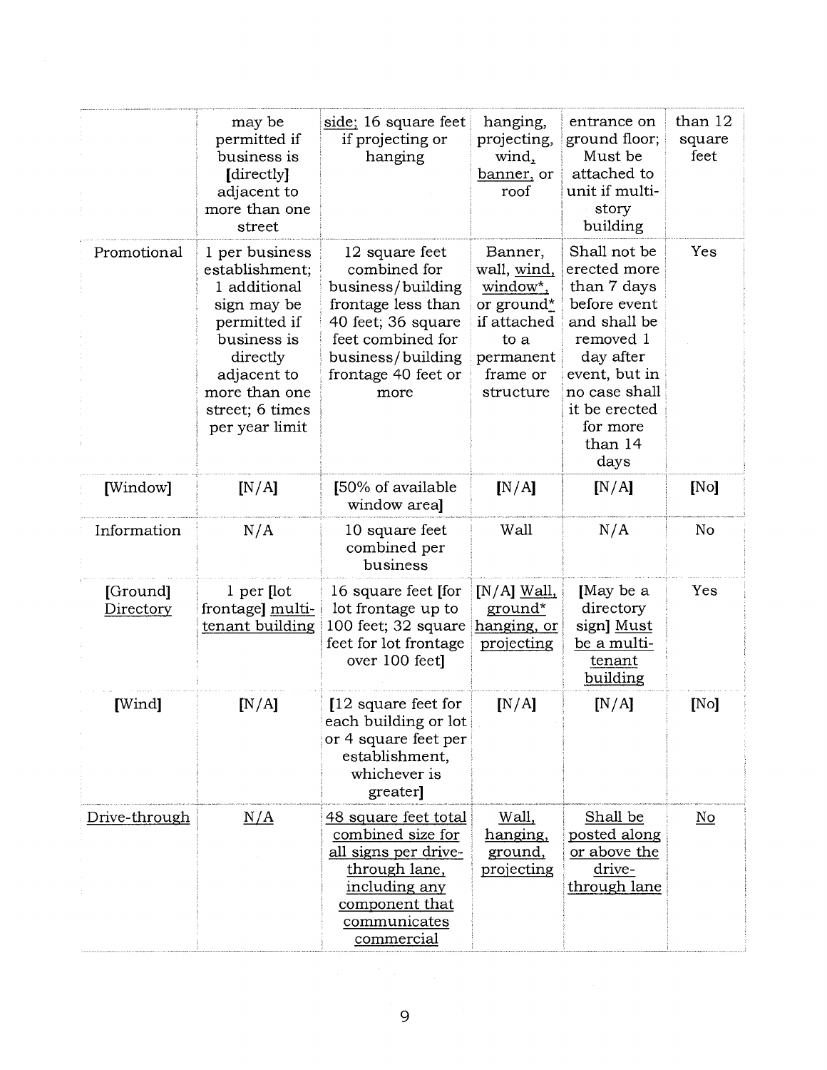| | may be permitted if business is [directly] adjacent to more than one street | side; 16 square feet if projecting or hanging | hanging, projecting, wind, banner, or roof | entrance on ground floor; Must be attached to unit if multi-story building | than 12 square feet |
|---|---|---|---|---|---|
| Promotional | 1 per business establishment; 1 additional sign may be permitted if business is directly adjacent to more than one street; 6 times per year limit | 12 square feet combined for business/building frontage less than 40 feet; 36 square feet combined for business/building frontage 40 feet or more | Banner, wall, wind, window*, or ground* if attached to a permanent frame or structure | Shall not be erected more than 7 days before event and shall be removed 1 day after event, but in no case shall it be erected for more than 14 days | Yes |
| [Window] | [N/A] | [50% of available window area] | [N/A] | [N/A] | [No] |
| Information | N/A | 10 square feet combined per business | Wall | N/A | No |
| [Ground] Directory | 1 per [lot frontage] multi-tenant building | 16 square feet [for lot frontage up to 100 feet; 32 square feet for lot frontage over 100 feet] | [N/A] Wall, ground* hanging, or projecting | [May be a directory sign] Must be a multi-tenant building | Yes |
| [Wind] | [N/A] | [12 square feet for each building or lot or 4 square feet per establishment, whichever is greater] | [N/A] | [N/A] | [No] |
| Drive-through | N/A | 48 square feet total combined size for all signs per drive-through lane, including any component that communicates commercial | Wall, hanging, ground, projecting | Shall be posted along or above the drive-through lane | No |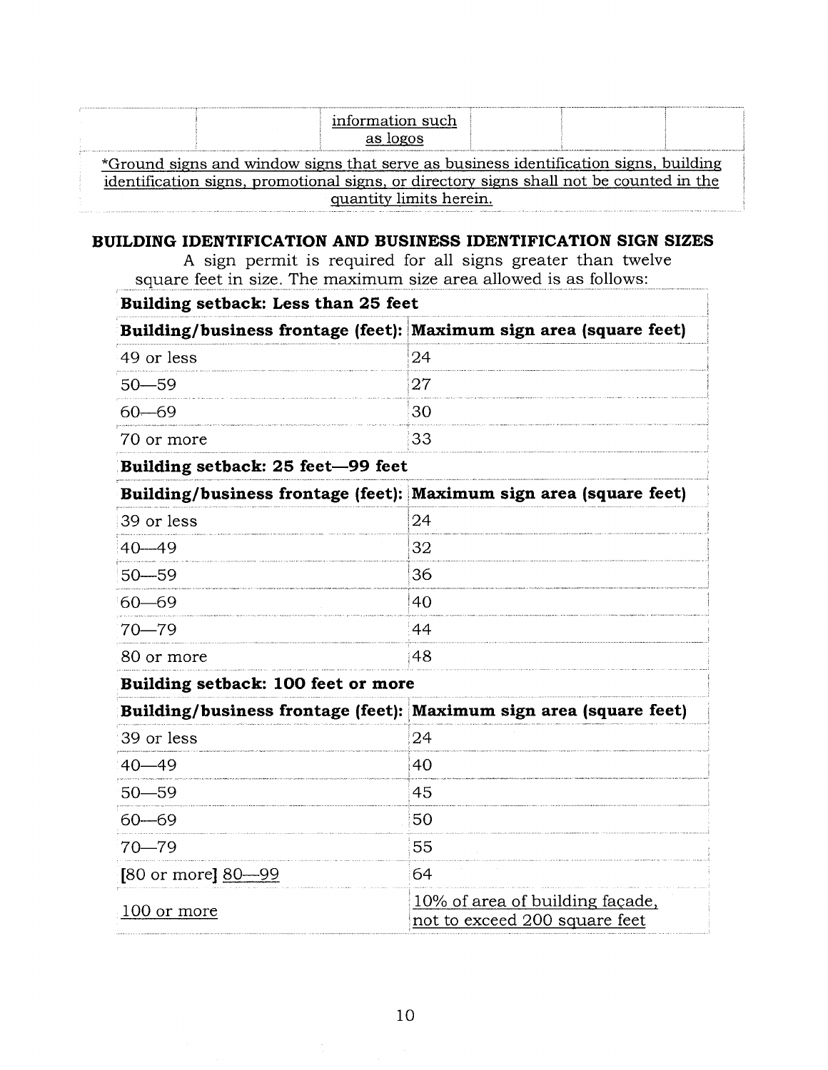| | | information such as logos | | | |
|---|---|---|---|---|---|

*Ground signs and window signs that serve as business identification signs, building identification signs, promotional signs, or directory signs shall not be counted in the quantity limits herein.

## BUILDING IDENTIFICATION AND BUSINESS IDENTIFICATION SIGN SIZES

A sign permit is required for all signs greater than twelve square feet in size. The maximum size area allowed is as follows:

| **Building setback: Less than 25 feet** | |
|---|---|
| **Building/business frontage (feet):** | **Maximum sign area (square feet)** |
| 49 or less | 24 |
| 50—59 | 27 |
| 60—69 | 30 |
| 70 or more | 33 |
| **Building setback: 25 feet—99 feet** | |
| **Building/business frontage (feet):** | **Maximum sign area (square feet)** |
| 39 or less | 24 |
| 40—49 | 32 |
| 50—59 | 36 |
| 60—69 | 40 |
| 70—79 | 44 |
| 80 or more | 48 |
| **Building setback: 100 feet or more** | |
| **Building/business frontage (feet):** | **Maximum sign area (square feet)** |
| 39 or less | 24 |
| 40—49 | 40 |
| 50—59 | 45 |
| 60—69 | 50 |
| 70—79 | 55 |
| [80 or more] 80—99 | 64 |
| 100 or more | 10% of area of building façade, not to exceed 200 square feet |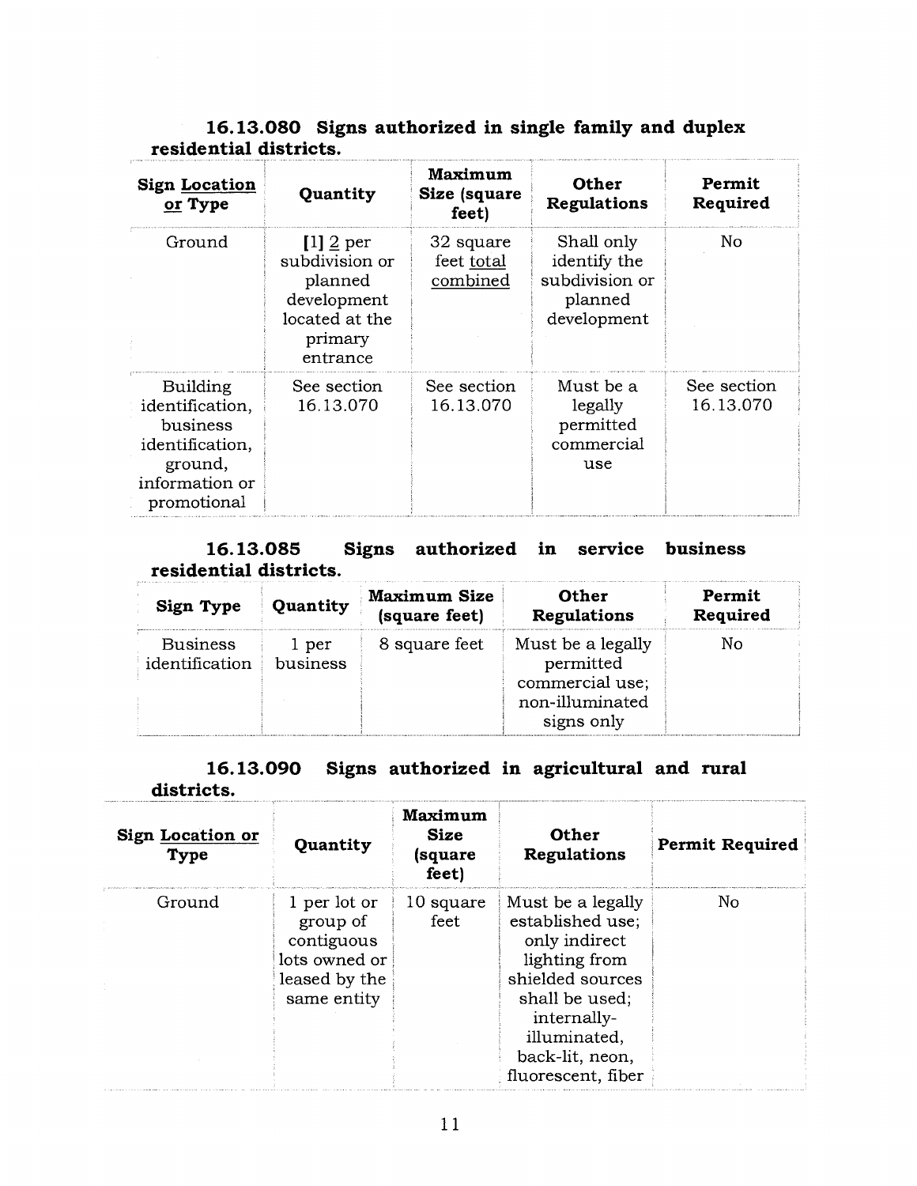### 16.13.080 Signs authorized in single family and duplex residential districts.

| Sign Location or Type | Quantity | Maximum Size (square feet) | Other Regulations | Permit Required |
|---|---|---|---|---|
| Ground | [1] 2 per subdivision or planned development located at the primary entrance | 32 square feet total combined | Shall only identify the subdivision or planned development | No |
| Building identification, business identification, ground, information or promotional | See section 16.13.070 | See section 16.13.070 | Must be a legally permitted commercial use | See section 16.13.070 |

### 16.13.085 Signs authorized in service business residential districts.

| Sign Type | Quantity | Maximum Size (square feet) | Other Regulations | Permit Required |
|---|---|---|---|---|
| Business identification | 1 per business | 8 square feet | Must be a legally permitted commercial use; non-illuminated signs only | No |

### 16.13.090 Signs authorized in agricultural and rural districts.

| Sign Location or Type | Quantity | Maximum Size (square feet) | Other Regulations | Permit Required |
|---|---|---|---|---|
| Ground | 1 per lot or group of contiguous lots owned or leased by the same entity | 10 square feet | Must be a legally established use; only indirect lighting from shielded sources shall be used; internally-illuminated, back-lit, neon, fluorescent, fiber | No |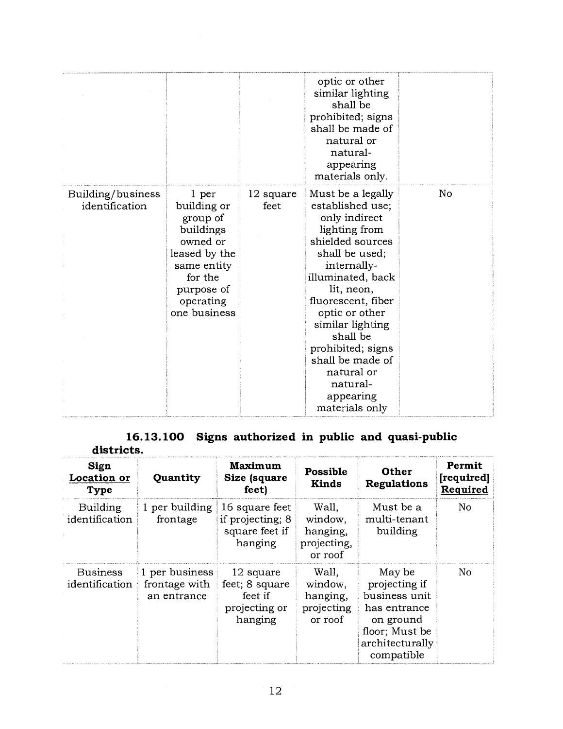|  |  |  | optic or other similar lighting shall be prohibited; signs shall be made of natural or natural-appearing materials only. |  |
|---|---|---|---|---|
| Building/business identification | 1 per building or group of buildings owned or leased by the same entity for the purpose of operating one business | 12 square feet | Must be a legally established use; only indirect lighting from shielded sources shall be used; internally-illuminated, back lit, neon, fluorescent, fiber optic or other similar lighting shall be prohibited; signs shall be made of natural or natural-appearing materials only | No |

### 16.13.100 Signs authorized in public and quasi-public districts.

| Sign <u>Location or</u> Type | Quantity | Maximum Size (square feet) | Possible Kinds | Other Regulations | Permit [required] <u>Required</u> |
|---|---|---|---|---|---|
| Building identification | 1 per building frontage | 16 square feet if projecting; 8 square feet if hanging | Wall, window, hanging, projecting, or roof | Must be a multi-tenant building | No |
| Business identification | 1 per business frontage with an entrance | 12 square feet; 8 square feet if projecting or hanging | Wall, window, hanging, projecting or roof | May be projecting if business unit has entrance on ground floor; Must be architecturally compatible | No |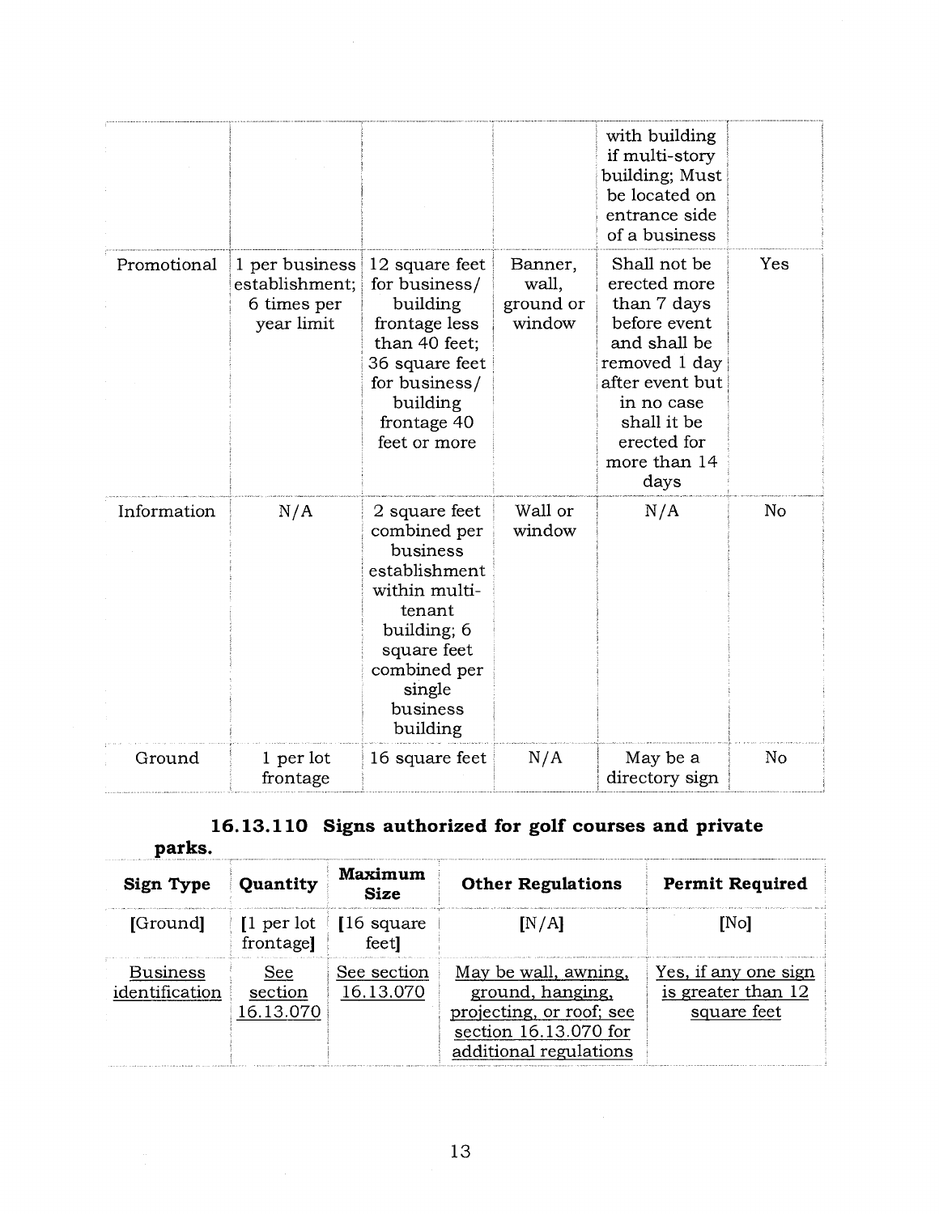|  |  |  |  | with building if multi-story building; Must be located on entrance side of a business |  |
| --- | --- | --- | --- | --- | --- |
| Promotional | 1 per business establishment; 6 times per year limit | 12 square feet for business/ building frontage less than 40 feet; 36 square feet for business/ building frontage 40 feet or more | Banner, wall, ground or window | Shall not be erected more than 7 days before event and shall be removed 1 day after event but in no case shall it be erected for more than 14 days | Yes |
| Information | N/A | 2 square feet combined per business establishment within multi-tenant building; 6 square feet combined per single business building | Wall or window | N/A | No |
| Ground | 1 per lot frontage | 16 square feet | N/A | May be a directory sign | No |

## 16.13.110 Signs authorized for golf courses and private parks.

| Sign Type | Quantity | Maximum Size | Other Regulations | Permit Required |
| --- | --- | --- | --- | --- |
| [Ground] | [1 per lot frontage] | [16 square feet] | [N/A] | [No] |
| Business identification | See section 16.13.070 | See section 16.13.070 | May be wall, awning, ground, hanging, projecting, or roof; see section 16.13.070 for additional regulations | Yes, if any one sign is greater than 12 square feet |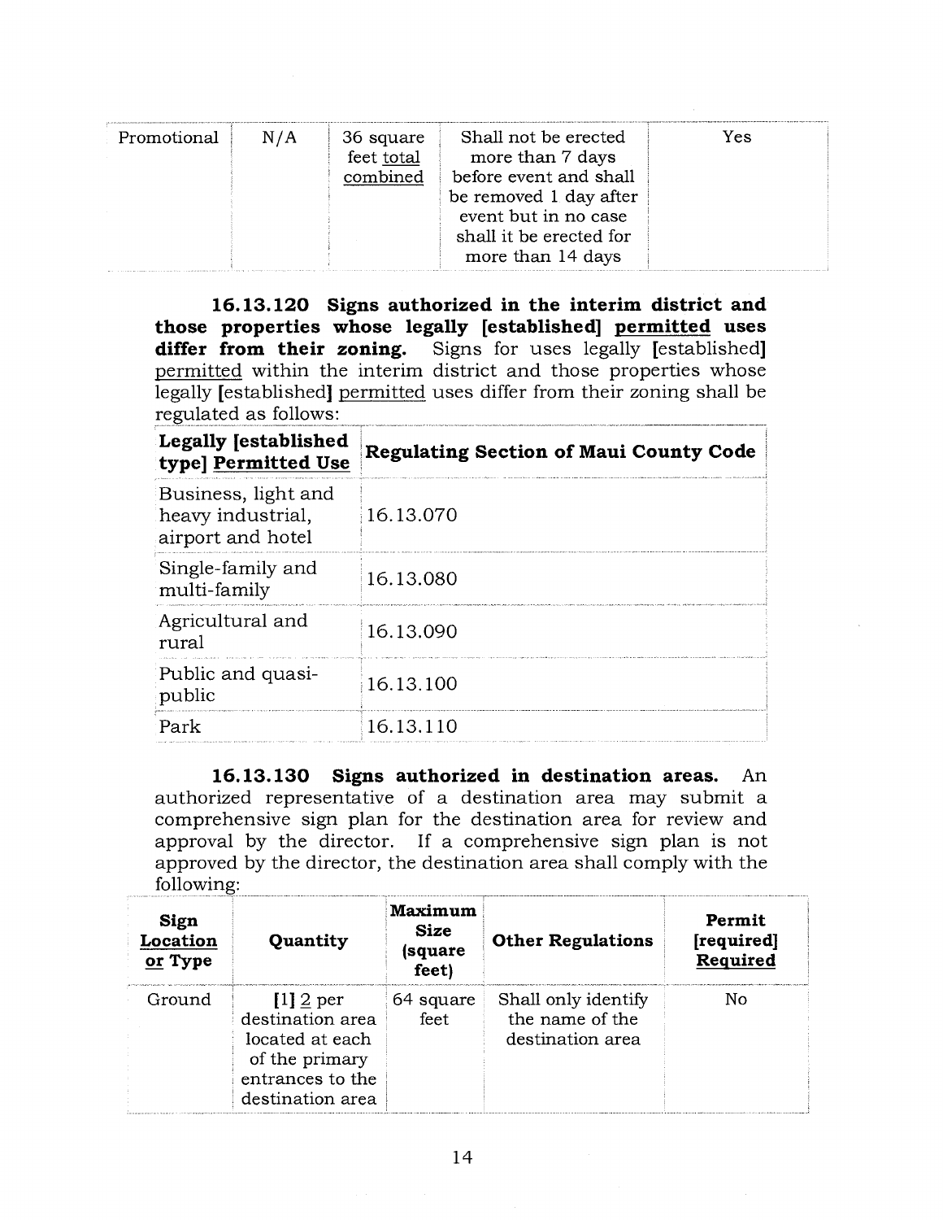| Promotional | N/A | 36 square feet <u>total combined</u> | Shall not be erected more than 7 days before event and shall be removed 1 day after event but in no case shall it be erected for more than 14 days | Yes |
|---|---|---|---|---|

**16.13.120 Signs authorized in the interim district and those properties whose legally [established] <u>permitted</u> uses differ from their zoning.** Signs for uses legally [established] <u>permitted</u> within the interim district and those properties whose legally [established] <u>permitted</u> uses differ from their zoning shall be regulated as follows:

| Legally [established type] <u>Permitted Use</u> | Regulating Section of Maui County Code |
|---|---|
| Business, light and heavy industrial, airport and hotel | 16.13.070 |
| Single-family and multi-family | 16.13.080 |
| Agricultural and rural | 16.13.090 |
| Public and quasi-public | 16.13.100 |
| Park | 16.13.110 |

**16.13.130 Signs authorized in destination areas.** An authorized representative of a destination area may submit a comprehensive sign plan for the destination area for review and approval by the director. If a comprehensive sign plan is not approved by the director, the destination area shall comply with the following:

| Sign <u>Location or</u> Type | Quantity | Maximum Size (square feet) | Other Regulations | Permit [required] <u>Required</u> |
|---|---|---|---|---|
| Ground | [1] <u>2</u> per destination area located at each of the primary entrances to the destination area | 64 square feet | Shall only identify the name of the destination area | No |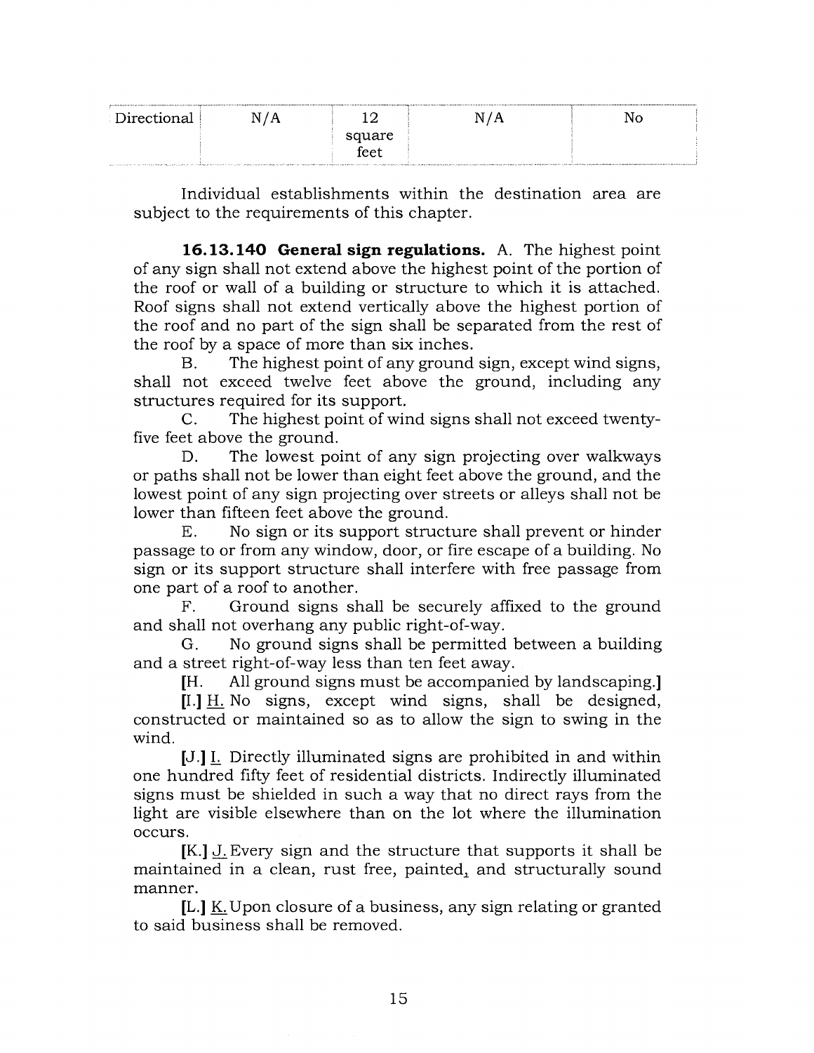| Directional | N/A | 12 square feet | N/A | No |
|---|---|---|---|---|

Individual establishments within the destination area are subject to the requirements of this chapter.

**16.13.140 General sign regulations.** A. The highest point of any sign shall not extend above the highest point of the portion of the roof or wall of a building or structure to which it is attached. Roof signs shall not extend vertically above the highest portion of the roof and no part of the sign shall be separated from the rest of the roof by a space of more than six inches.

B. The highest point of any ground sign, except wind signs, shall not exceed twelve feet above the ground, including any structures required for its support.

C. The highest point of wind signs shall not exceed twenty-five feet above the ground.

D. The lowest point of any sign projecting over walkways or paths shall not be lower than eight feet above the ground, and the lowest point of any sign projecting over streets or alleys shall not be lower than fifteen feet above the ground.

E. No sign or its support structure shall prevent or hinder passage to or from any window, door, or fire escape of a building. No sign or its support structure shall interfere with free passage from one part of a roof to another.

F. Ground signs shall be securely affixed to the ground and shall not overhang any public right-of-way.

G. No ground signs shall be permitted between a building and a street right-of-way less than ten feet away.

[H. All ground signs must be accompanied by landscaping.]

[I.] H. No signs, except wind signs, shall be designed, constructed or maintained so as to allow the sign to swing in the wind.

[J.] I. Directly illuminated signs are prohibited in and within one hundred fifty feet of residential districts. Indirectly illuminated signs must be shielded in such a way that no direct rays from the light are visible elsewhere than on the lot where the illumination occurs.

[K.] J. Every sign and the structure that supports it shall be maintained in a clean, rust free, painted, and structurally sound manner.

[L.] K. Upon closure of a business, any sign relating or granted to said business shall be removed.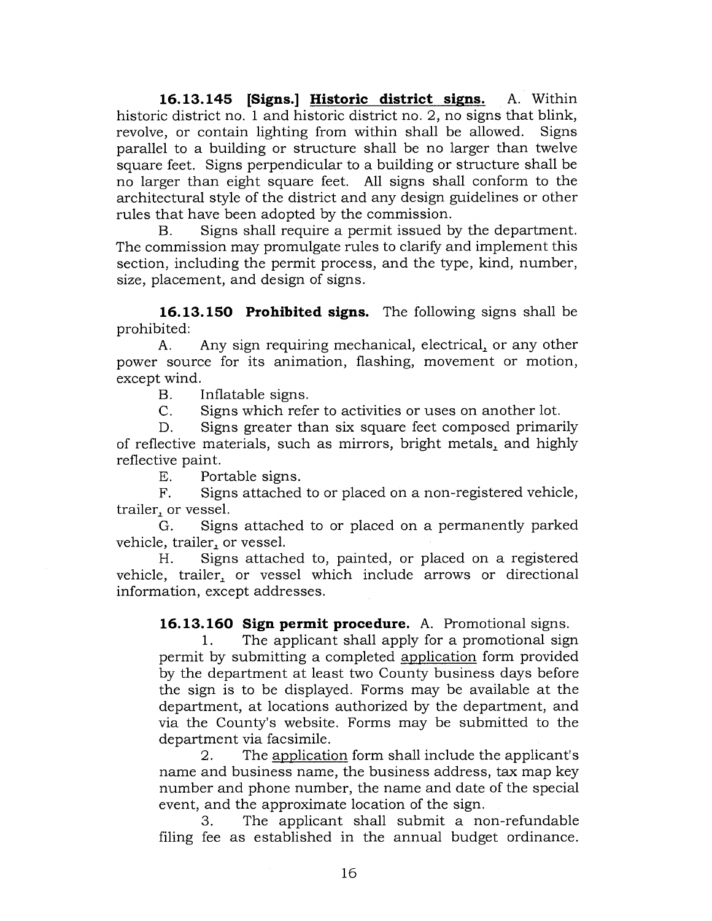**16.13.145 [Signs.] <u>Historic district signs.</u>** A. Within historic district no. 1 and historic district no. 2, no signs that blink, revolve, or contain lighting from within shall be allowed. Signs parallel to a building or structure shall be no larger than twelve square feet. Signs perpendicular to a building or structure shall be no larger than eight square feet. All signs shall conform to the architectural style of the district and any design guidelines or other rules that have been adopted by the commission.

B. Signs shall require a permit issued by the department. The commission may promulgate rules to clarify and implement this section, including the permit process, and the type, kind, number, size, placement, and design of signs.

**16.13.150 Prohibited signs.** The following signs shall be prohibited:

A. Any sign requiring mechanical, electrical, or any other power source for its animation, flashing, movement or motion, except wind.

B. Inflatable signs.

C. Signs which refer to activities or uses on another lot.

D. Signs greater than six square feet composed primarily of reflective materials, such as mirrors, bright metals, and highly reflective paint.

E. Portable signs.

F. Signs attached to or placed on a non-registered vehicle, trailer, or vessel.

G. Signs attached to or placed on a permanently parked vehicle, trailer, or vessel.

H. Signs attached to, painted, or placed on a registered vehicle, trailer, or vessel which include arrows or directional information, except addresses.

**16.13.160 Sign permit procedure.** A. Promotional signs.

1. The applicant shall apply for a promotional sign permit by submitting a completed <u>application</u> form provided by the department at least two County business days before the sign is to be displayed. Forms may be available at the department, at locations authorized by the department, and via the County's website. Forms may be submitted to the department via facsimile.

2. The <u>application</u> form shall include the applicant's name and business name, the business address, tax map key number and phone number, the name and date of the special event, and the approximate location of the sign.

3. The applicant shall submit a non-refundable filing fee as established in the annual budget ordinance.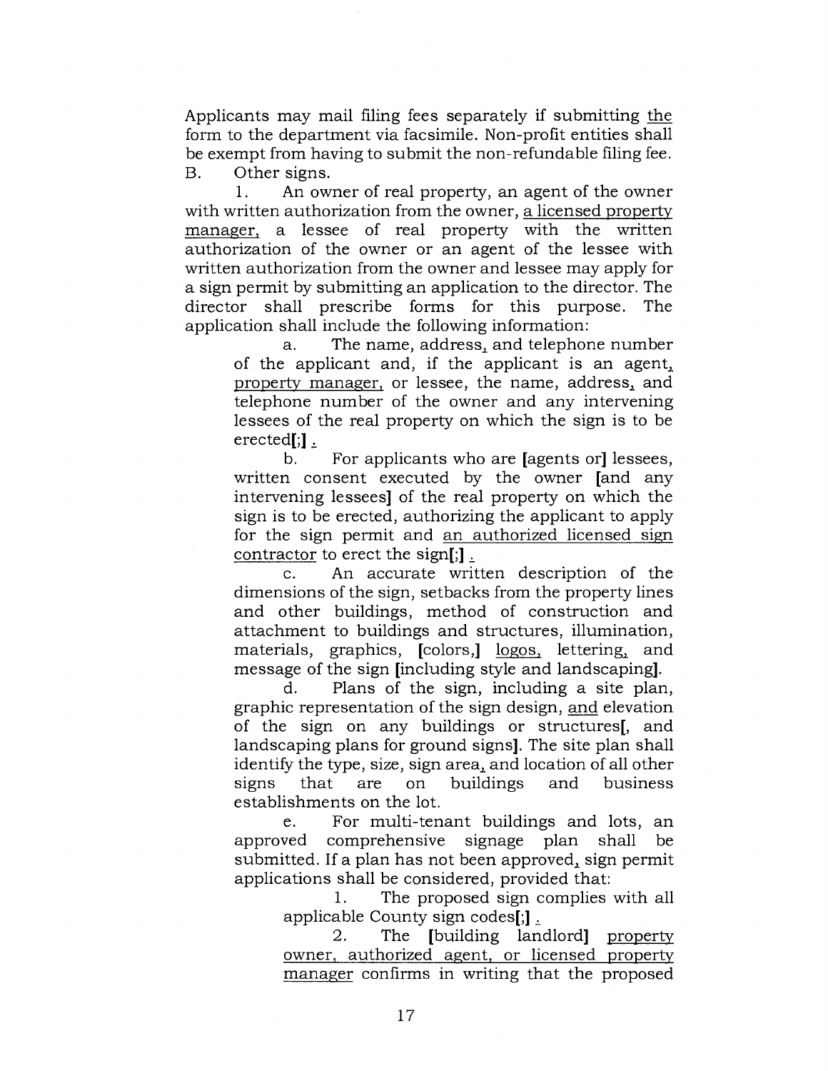Applicants may mail filing fees separately if submitting <u>the</u> form to the department via facsimile. Non-profit entities shall be exempt from having to submit the non-refundable filing fee.

B. Other signs.

1. An owner of real property, an agent of the owner with written authorization from the owner, <u>a licensed property manager,</u> a lessee of real property with the written authorization of the owner or an agent of the lessee with written authorization from the owner and lessee may apply for a sign permit by submitting an application to the director. The director shall prescribe forms for this purpose. The application shall include the following information:

a. The name, address<u>,</u> and telephone number of the applicant and, if the applicant is an agent<u>,</u> <u>property manager,</u> or lessee, the name, address<u>,</u> and telephone number of the owner and any intervening lessees of the real property on which the sign is to be erected[;] <u>.</u>

b. For applicants who are [agents or] lessees, written consent executed by the owner [and any intervening lessees] of the real property on which the sign is to be erected, authorizing the applicant to apply for the sign permit and <u>an authorized licensed sign contractor</u> to erect the sign[;] <u>.</u>

c. An accurate written description of the dimensions of the sign, setbacks from the property lines and other buildings, method of construction and attachment to buildings and structures, illumination, materials, graphics, [colors,] <u>logos,</u> lettering<u>,</u> and message of the sign [including style and landscaping].

d. Plans of the sign, including a site plan, graphic representation of the sign design, <u>and</u> elevation of the sign on any buildings or structures[, and landscaping plans for ground signs]. The site plan shall identify the type, size, sign area<u>,</u> and location of all other signs that are on buildings and business establishments on the lot.

e. For multi-tenant buildings and lots, an approved comprehensive signage plan shall be submitted. If a plan has not been approved<u>,</u> sign permit applications shall be considered, provided that:

1. The proposed sign complies with all applicable County sign codes[;] <u>.</u>

2. The [building landlord] <u>property owner, authorized agent, or licensed property manager</u> confirms in writing that the proposed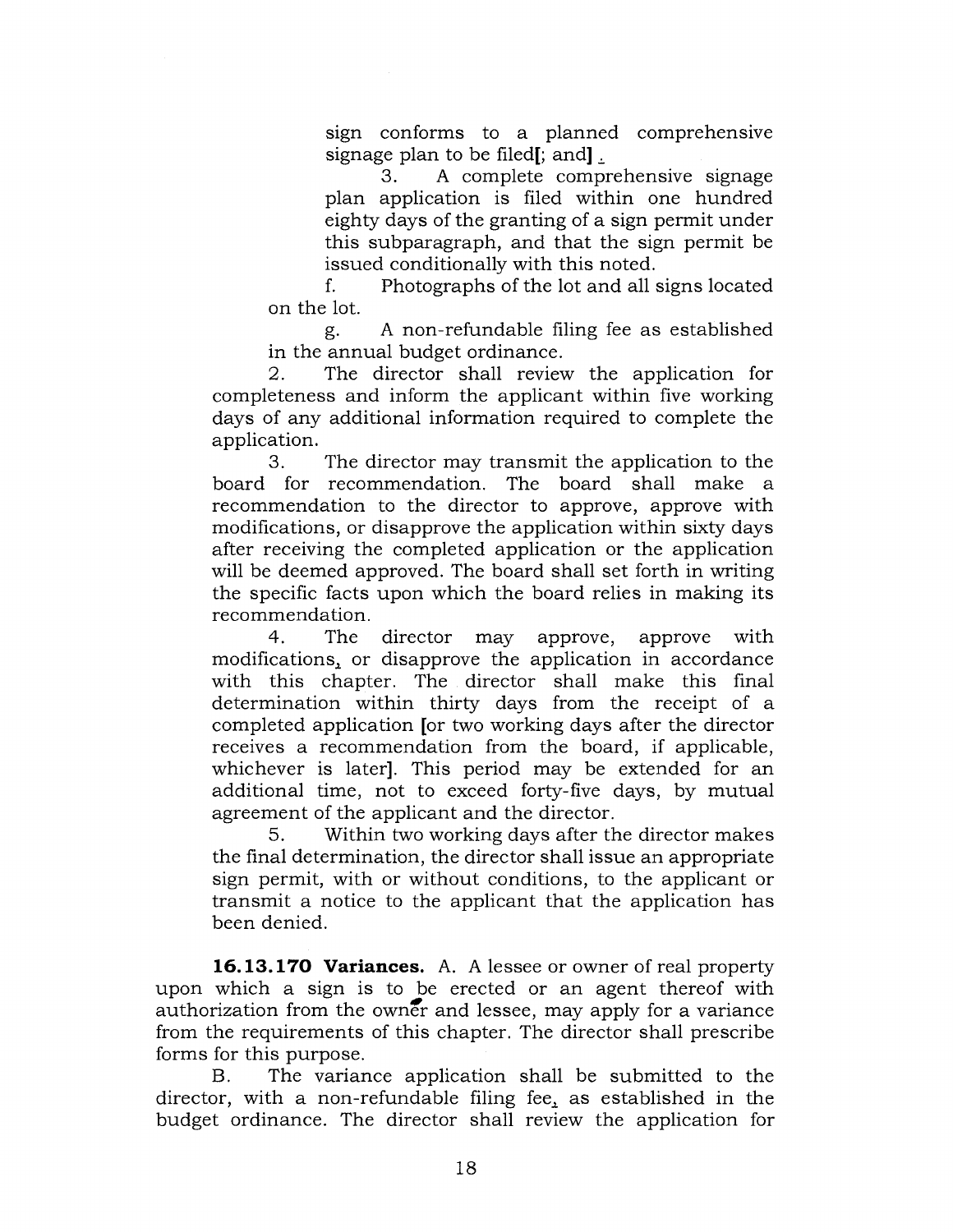sign conforms to a planned comprehensive signage plan to be filed[; and] .

3. A complete comprehensive signage plan application is filed within one hundred eighty days of the granting of a sign permit under this subparagraph, and that the sign permit be issued conditionally with this noted.

f. Photographs of the lot and all signs located on the lot.

g. A non-refundable filing fee as established in the annual budget ordinance.

2. The director shall review the application for completeness and inform the applicant within five working days of any additional information required to complete the application.

3. The director may transmit the application to the board for recommendation. The board shall make a recommendation to the director to approve, approve with modifications, or disapprove the application within sixty days after receiving the completed application or the application will be deemed approved. The board shall set forth in writing the specific facts upon which the board relies in making its recommendation.

4. The director may approve, approve with modifications, or disapprove the application in accordance with this chapter. The director shall make this final determination within thirty days from the receipt of a completed application [or two working days after the director receives a recommendation from the board, if applicable, whichever is later]. This period may be extended for an additional time, not to exceed forty-five days, by mutual agreement of the applicant and the director.

5. Within two working days after the director makes the final determination, the director shall issue an appropriate sign permit, with or without conditions, to the applicant or transmit a notice to the applicant that the application has been denied.

**16.13.170 Variances.** A. A lessee or owner of real property upon which a sign is to be erected or an agent thereof with authorization from the owner and lessee, may apply for a variance from the requirements of this chapter. The director shall prescribe forms for this purpose.

B. The variance application shall be submitted to the director, with a non-refundable filing fee, as established in the budget ordinance. The director shall review the application for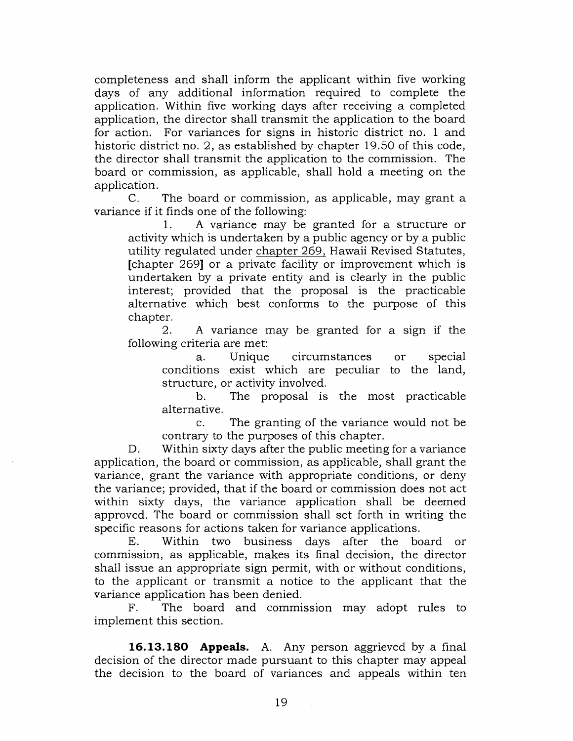completeness and shall inform the applicant within five working days of any additional information required to complete the application. Within five working days after receiving a completed application, the director shall transmit the application to the board for action. For variances for signs in historic district no. 1 and historic district no. 2, as established by chapter 19.50 of this code, the director shall transmit the application to the commission. The board or commission, as applicable, shall hold a meeting on the application.

C. The board or commission, as applicable, may grant a variance if it finds one of the following:

1. A variance may be granted for a structure or activity which is undertaken by a public agency or by a public utility regulated under chapter 269, Hawaii Revised Statutes, [chapter 269] or a private facility or improvement which is undertaken by a private entity and is clearly in the public interest; provided that the proposal is the practicable alternative which best conforms to the purpose of this chapter.

2. A variance may be granted for a sign if the following criteria are met:

a. Unique circumstances or special conditions exist which are peculiar to the land, structure, or activity involved.

b. The proposal is the most practicable alternative.

c. The granting of the variance would not be contrary to the purposes of this chapter.

D. Within sixty days after the public meeting for a variance application, the board or commission, as applicable, shall grant the variance, grant the variance with appropriate conditions, or deny the variance; provided, that if the board or commission does not act within sixty days, the variance application shall be deemed approved. The board or commission shall set forth in writing the specific reasons for actions taken for variance applications.

E. Within two business days after the board or commission, as applicable, makes its final decision, the director shall issue an appropriate sign permit, with or without conditions, to the applicant or transmit a notice to the applicant that the variance application has been denied.

F. The board and commission may adopt rules to implement this section.

**16.13.180 Appeals.** A. Any person aggrieved by a final decision of the director made pursuant to this chapter may appeal the decision to the board of variances and appeals within ten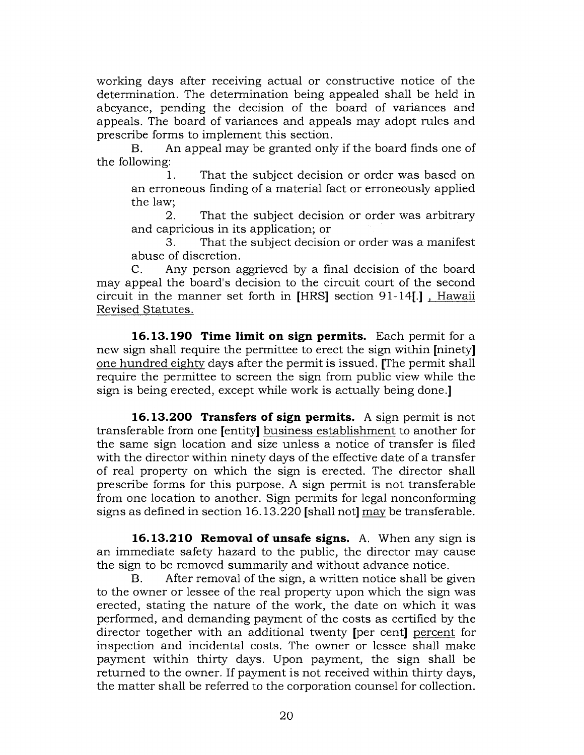working days after receiving actual or constructive notice of the determination. The determination being appealed shall be held in abeyance, pending the decision of the board of variances and appeals. The board of variances and appeals may adopt rules and prescribe forms to implement this section.

B. An appeal may be granted only if the board finds one of the following:

1. That the subject decision or order was based on an erroneous finding of a material fact or erroneously applied the law;

2. That the subject decision or order was arbitrary and capricious in its application; or

3. That the subject decision or order was a manifest abuse of discretion.

C. Any person aggrieved by a final decision of the board may appeal the board's decision to the circuit court of the second circuit in the manner set forth in [HRS] section 91-14[.] , Hawaii Revised Statutes.

**16.13.190 Time limit on sign permits.** Each permit for a new sign shall require the permittee to erect the sign within [ninety] one hundred eighty days after the permit is issued. [The permit shall require the permittee to screen the sign from public view while the sign is being erected, except while work is actually being done.]

**16.13.200 Transfers of sign permits.** A sign permit is not transferable from one [entity] business establishment to another for the same sign location and size unless a notice of transfer is filed with the director within ninety days of the effective date of a transfer of real property on which the sign is erected. The director shall prescribe forms for this purpose. A sign permit is not transferable from one location to another. Sign permits for legal nonconforming signs as defined in section 16.13.220 [shall not] may be transferable.

**16.13.210 Removal of unsafe signs.** A. When any sign is an immediate safety hazard to the public, the director may cause the sign to be removed summarily and without advance notice.

B. After removal of the sign, a written notice shall be given to the owner or lessee of the real property upon which the sign was erected, stating the nature of the work, the date on which it was performed, and demanding payment of the costs as certified by the director together with an additional twenty [per cent] percent for inspection and incidental costs. The owner or lessee shall make payment within thirty days. Upon payment, the sign shall be returned to the owner. If payment is not received within thirty days, the matter shall be referred to the corporation counsel for collection.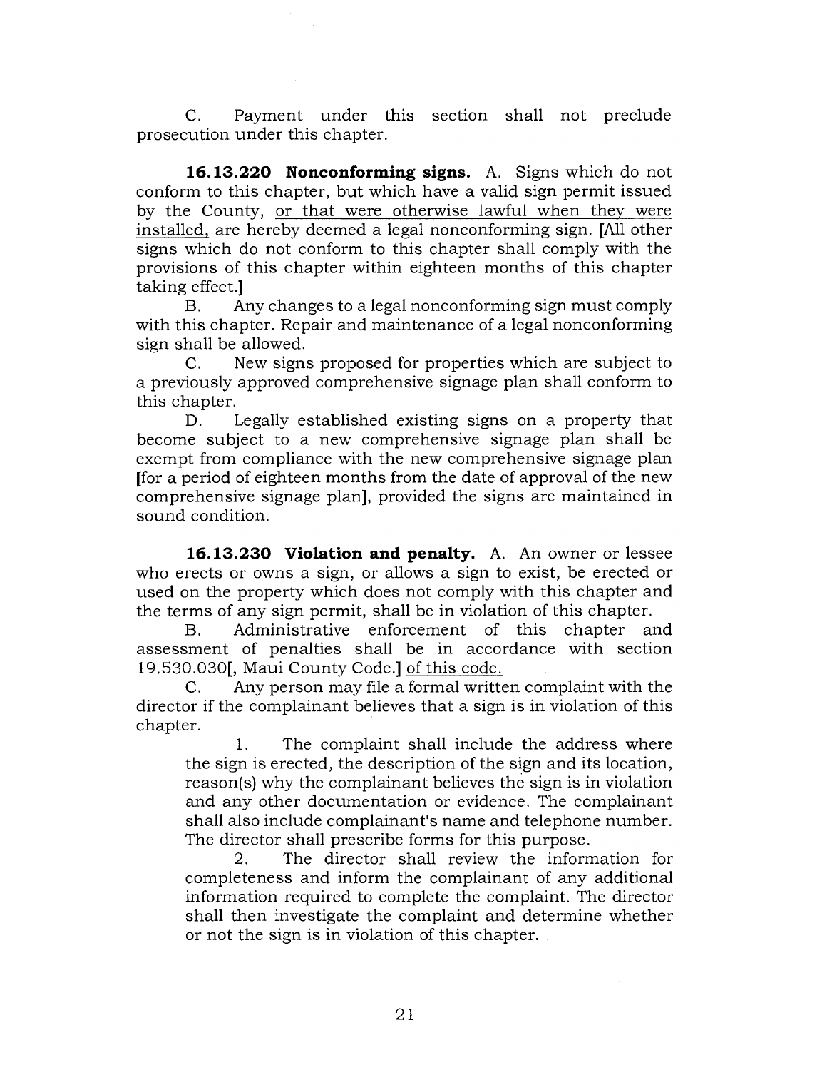C. Payment under this section shall not preclude prosecution under this chapter.

**16.13.220 Nonconforming signs.** A. Signs which do not conform to this chapter, but which have a valid sign permit issued by the County, <u>or that were otherwise lawful when they were installed,</u> are hereby deemed a legal nonconforming sign. [All other signs which do not conform to this chapter shall comply with the provisions of this chapter within eighteen months of this chapter taking effect.]

B. Any changes to a legal nonconforming sign must comply with this chapter. Repair and maintenance of a legal nonconforming sign shall be allowed.

C. New signs proposed for properties which are subject to a previously approved comprehensive signage plan shall conform to this chapter.

D. Legally established existing signs on a property that become subject to a new comprehensive signage plan shall be exempt from compliance with the new comprehensive signage plan [for a period of eighteen months from the date of approval of the new comprehensive signage plan], provided the signs are maintained in sound condition.

**16.13.230 Violation and penalty.** A. An owner or lessee who erects or owns a sign, or allows a sign to exist, be erected or used on the property which does not comply with this chapter and the terms of any sign permit, shall be in violation of this chapter.

B. Administrative enforcement of this chapter and assessment of penalties shall be in accordance with section 19.530.030[, Maui County Code.] <u>of this code.</u>

C. Any person may file a formal written complaint with the director if the complainant believes that a sign is in violation of this chapter.

1. The complaint shall include the address where the sign is erected, the description of the sign and its location, reason(s) why the complainant believes the sign is in violation and any other documentation or evidence. The complainant shall also include complainant's name and telephone number. The director shall prescribe forms for this purpose.

2. The director shall review the information for completeness and inform the complainant of any additional information required to complete the complaint. The director shall then investigate the complaint and determine whether or not the sign is in violation of this chapter.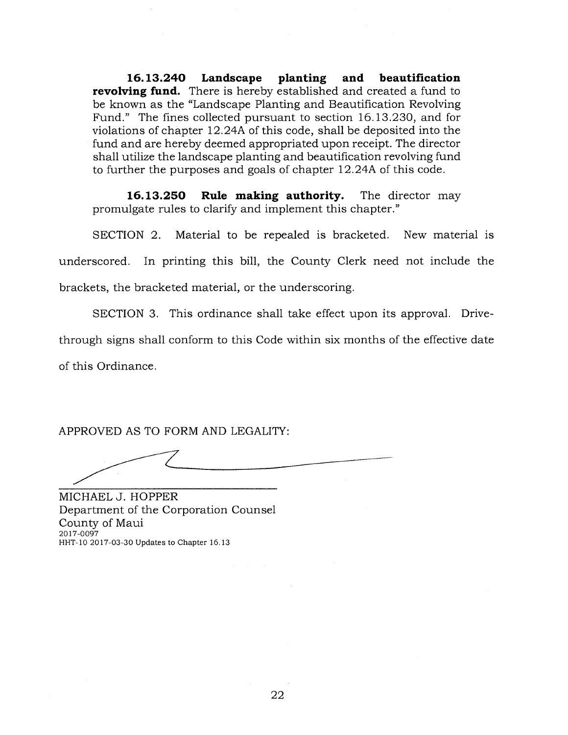**16.13.240 Landscape planting and beautification revolving fund.** There is hereby established and created a fund to be known as the "Landscape Planting and Beautification Revolving Fund." The fines collected pursuant to section 16.13.230, and for violations of chapter 12.24A of this code, shall be deposited into the fund and are hereby deemed appropriated upon receipt. The director shall utilize the landscape planting and beautification revolving fund to further the purposes and goals of chapter 12.24A of this code.

**16.13.250 Rule making authority.** The director may promulgate rules to clarify and implement this chapter."

SECTION 2. Material to be repealed is bracketed. New material is underscored. In printing this bill, the County Clerk need not include the brackets, the bracketed material, or the underscoring.

SECTION 3. This ordinance shall take effect upon its approval. Drive-through signs shall conform to this Code within six months of the effective date of this Ordinance.

APPROVED AS TO FORM AND LEGALITY:

MICHAEL J. HOPPER
Department of the Corporation Counsel
County of Maui
2017-0097
HHT-10 2017-03-30 Updates to Chapter 16.13